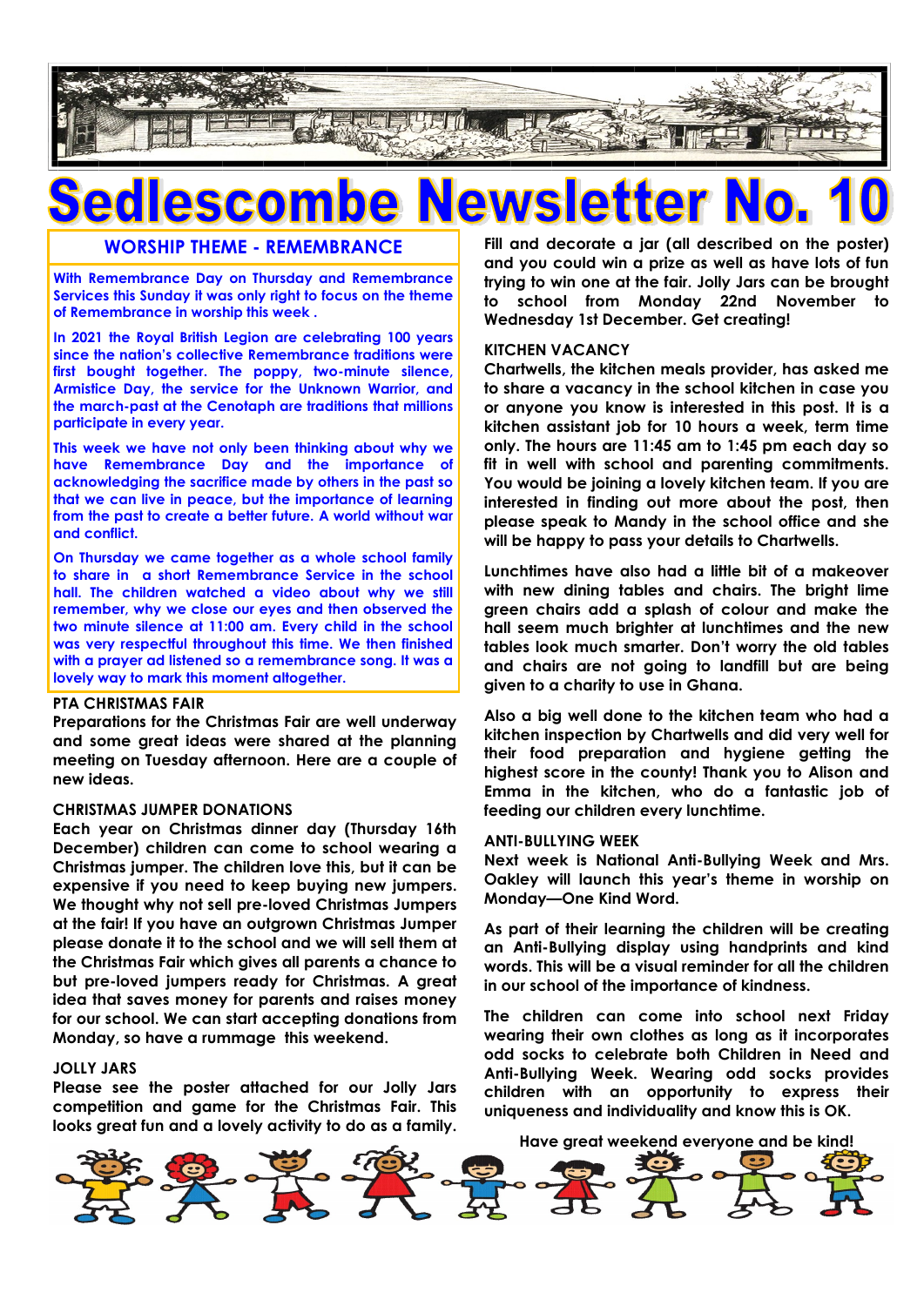# Sedlescombe Newsletter No. 10

## WORSHIP THEME - REMEMBRANCE

With Remembrance Day on Thursday and Remembrance Services this Sunday it was only right to focus on the theme of Remembrance in worship this week .

In 2021 the Royal British Legion are celebrating 100 years since the nation's collective Remembrance traditions were first bought together. The poppy, two-minute silence, Armistice Day, the service for the Unknown Warrior, and the march-past at the Cenotaph are traditions that millions participate in every year.

This week we have not only been thinking about why we have Remembrance Day and the importance of acknowledging the sacrifice made by others in the past so that we can live in peace, but the importance of learning from the past to create a better future. A world without war and conflict.

On Thursday we came together as a whole school family to share in a short Remembrance Service in the school hall. The children watched a video about why we still remember, why we close our eyes and then observed the two minute silence at 11:00 am. Every child in the school was very respectful throughout this time. We then finished with a prayer ad listened so a remembrance song. It was a lovely way to mark this moment altogether.

### PTA CHRISTMAS FAIR

Preparations for the Christmas Fair are well underway and some great ideas were shared at the planning meeting on Tuesday afternoon. Here are a couple of new ideas.

### CHRISTMAS JUMPER DONATIONS

Each year on Christmas dinner day (Thursday 16th December) children can come to school wearing a Christmas jumper. The children love this, but it can be expensive if you need to keep buying new jumpers. We thought why not sell pre-loved Christmas Jumpers at the fair! If you have an outgrown Christmas Jumper please donate it to the school and we will sell them at the Christmas Fair which gives all parents a chance to but pre-loved jumpers ready for Christmas. A great idea that saves money for parents and raises money for our school. We can start accepting donations from Monday, so have a rummage this weekend.

### JOLLY JARS

Please see the poster attached for our Jolly Jars competition and game for the Christmas Fair. This looks great fun and a lovely activity to do as a family. Fill and decorate a jar (all described on the poster) and you could win a prize as well as have lots of fun trying to win one at the fair. Jolly Jars can be brought to school from Monday 22nd November to Wednesday 1st December. Get creating!

### KITCHEN VACANCY

Chartwells, the kitchen meals provider, has asked me to share a vacancy in the school kitchen in case you or anyone you know is interested in this post. It is a kitchen assistant job for 10 hours a week, term time only. The hours are 11:45 am to 1:45 pm each day so fit in well with school and parenting commitments. You would be joining a lovely kitchen team. If you are interested in finding out more about the post, then please speak to Mandy in the school office and she will be happy to pass your details to Chartwells.

Lunchtimes have also had a little bit of a makeover with new dining tables and chairs. The bright lime green chairs add a splash of colour and make the hall seem much brighter at lunchtimes and the new tables look much smarter. Don't worry the old tables and chairs are not going to landfill but are being given to a charity to use in Ghana.

Also a big well done to the kitchen team who had a kitchen inspection by Chartwells and did very well for their food preparation and hygiene getting the highest score in the county! Thank you to Alison and Emma in the kitchen, who do a fantastic job of feeding our children every lunchtime.

### ANTI-BULLYING WEEK

Next week is National Anti-Bullying Week and Mrs. Oakley will launch this year's theme in worship on Monday—One Kind Word.

As part of their learning the children will be creating an Anti-Bullying display using handprints and kind words. This will be a visual reminder for all the children in our school of the importance of kindness.

The children can come into school next Friday wearing their own clothes as long as it incorporates odd socks to celebrate both Children in Need and Anti-Bullying Week. Wearing odd socks provides children with an opportunity to express their uniqueness and individuality and know this is OK.

**Have great weekend everyone and be kind!**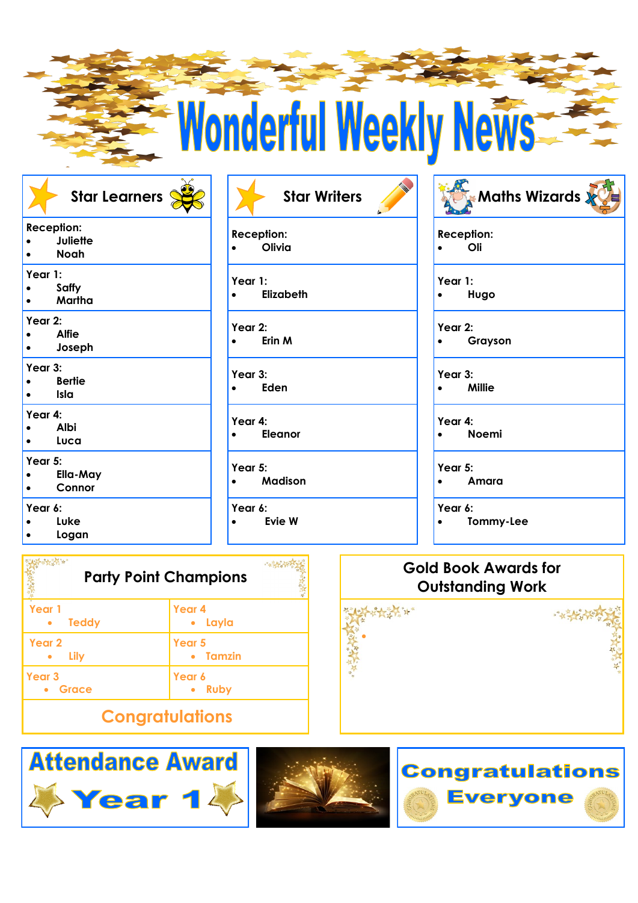# Wonderful Weekly News

## Star Learners

**Reception:**
- Juliette
- Noah

**Year 1:**
- Saffy
- Martha

**Year 2:**
- Alfie
- Joseph

**Year 3:**
- Bertie
- Isla

**Year 4:**
- Albi
- Luca

**Year 5:**
- Ella-May
- Connor

**Year 6:**
- Luke
- Logan

## Star Writers

**Reception:**
- Olivia

**Year 1:**
- Elizabeth

**Year 2:**
- Erin M

**Year 3:**
- Eden

**Year 4:**
- Eleanor

**Year 5:**
- Madison

**Year 6:**
- Evie W

## Maths Wizards

**Reception:**
- Oli

**Year 1:**
- Hugo

**Year 2:**
- Grayson

**Year 3:**
- Millie

**Year 4:**
- Noemi

**Year 5:**
- Amara

**Year 6:**
- Tommy-Lee

## Party Point Champions

| | |
|---|---|
| Year 1 • Teddy | Year 4 • Layla |
| Year 2 • Lily | Year 5 • Tamzin |
| Year 3 • Grace | Year 6 • Ruby |

Congratulations

## Gold Book Awards for Outstanding Work

## Attendance Award

Year 1

## Congratulations Everyone